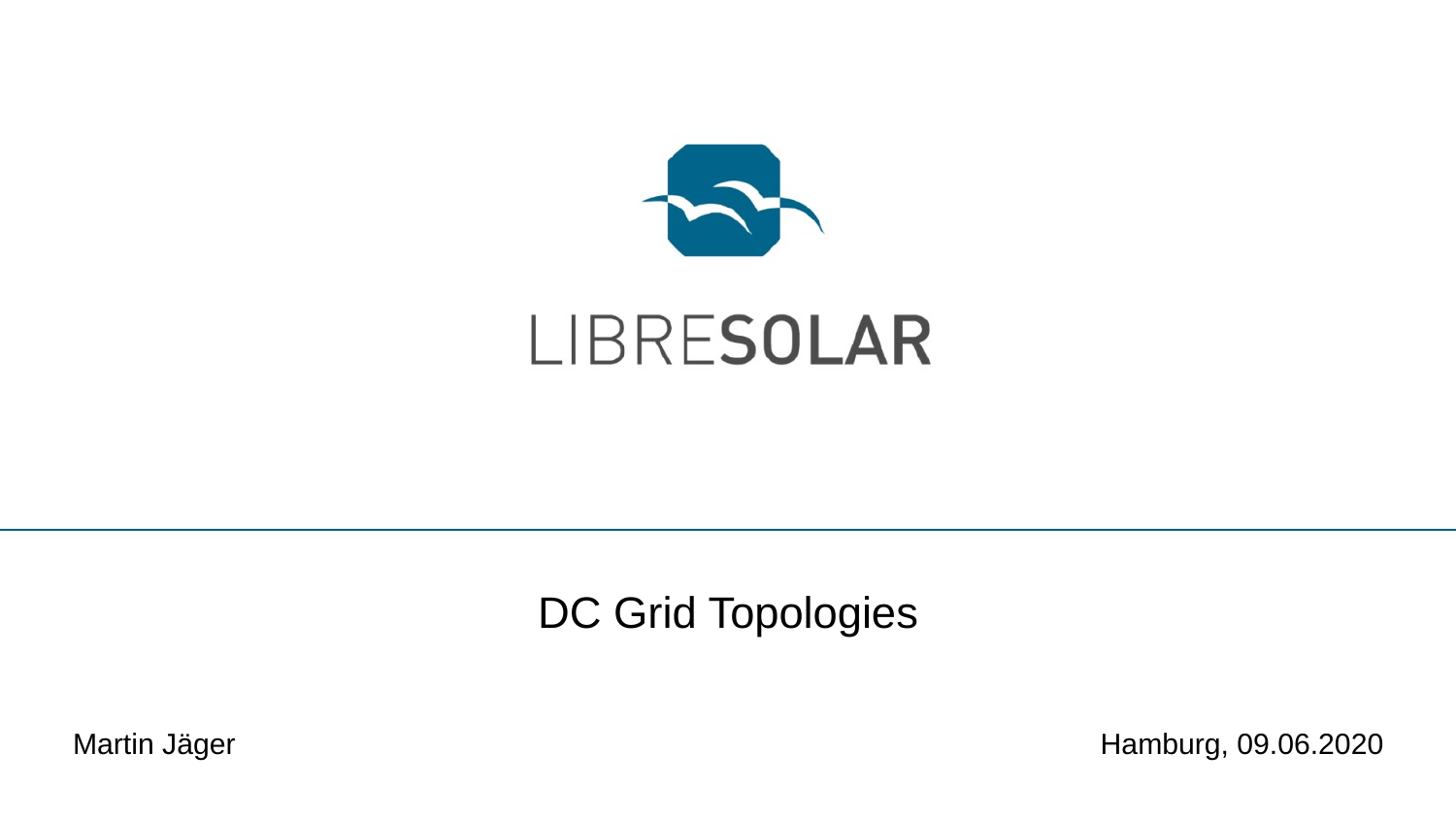LIBRESOLAR

# DC Grid Topologies

Martin Jäger

Hamburg, 09.06.2020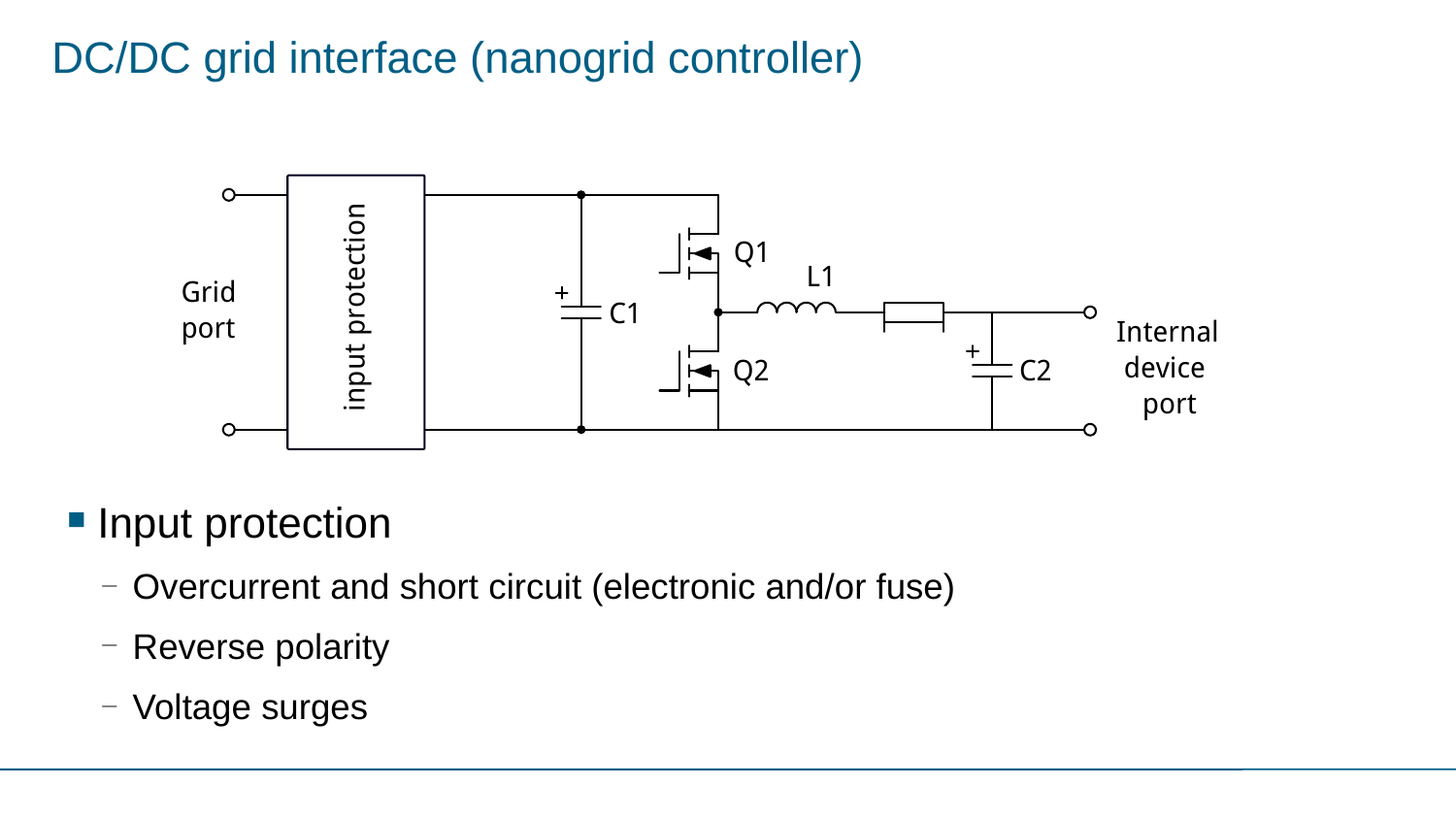# DC/DC grid interface (nanogrid controller)

- Input protection
  - Overcurrent and short circuit (electronic and/or fuse)
  - Reverse polarity
  - Voltage surges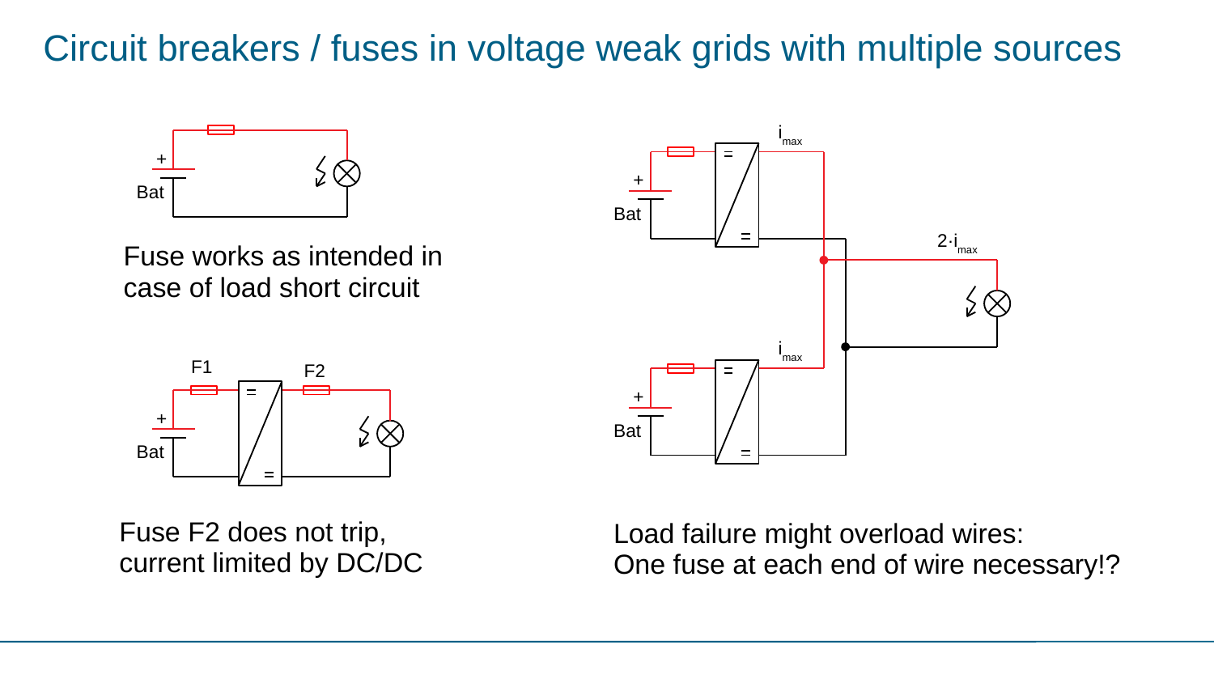# Circuit breakers / fuses in voltage weak grids with multiple sources

Fuse works as intended in case of load short circuit

Fuse F2 does not trip, current limited by DC/DC

Load failure might overload wires:
One fuse at each end of wire necessary!?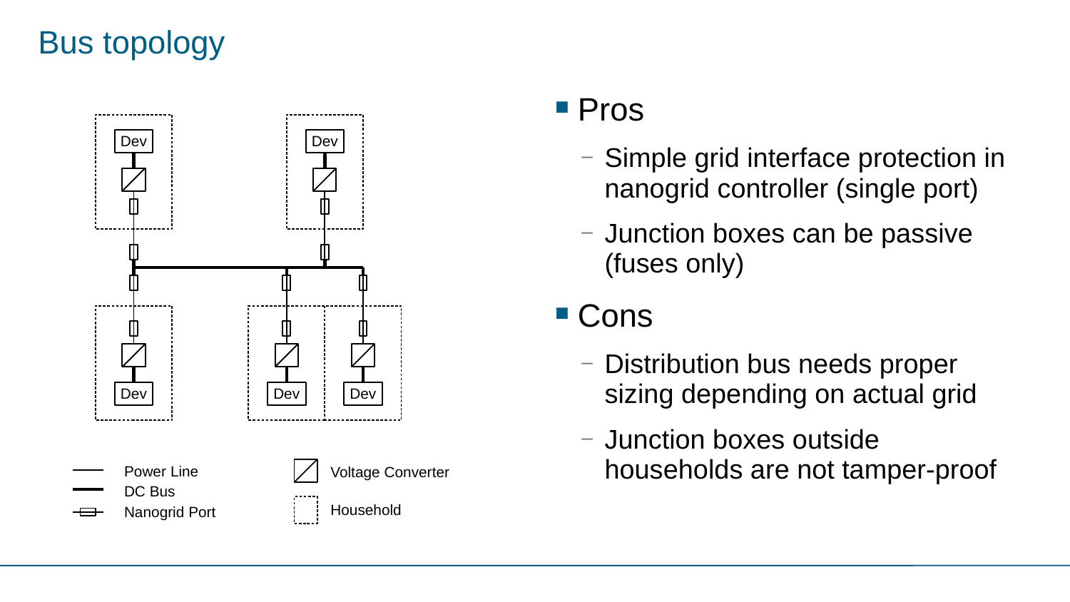# Bus topology

- **Pros**
  - Simple grid interface protection in nanogrid controller (single port)
  - Junction boxes can be passive (fuses only)
- **Cons**
  - Distribution bus needs proper sizing depending on actual grid
  - Junction boxes outside households are not tamper-proof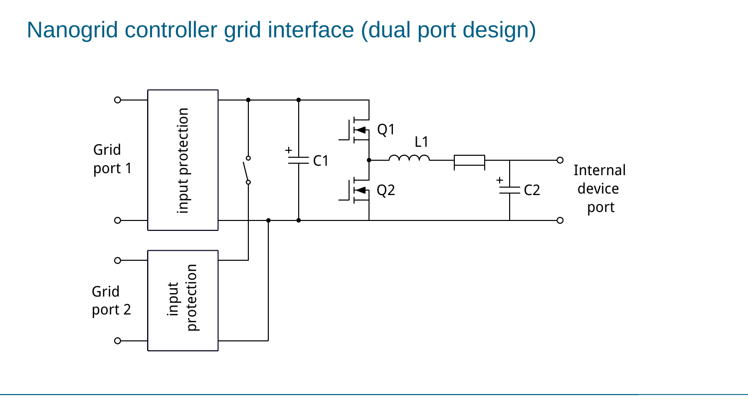# Nanogrid controller grid interface (dual port design)

Grid port 1

input protection

Grid port 2

input protection

C1

Q1

Q2

L1

C2

Internal device port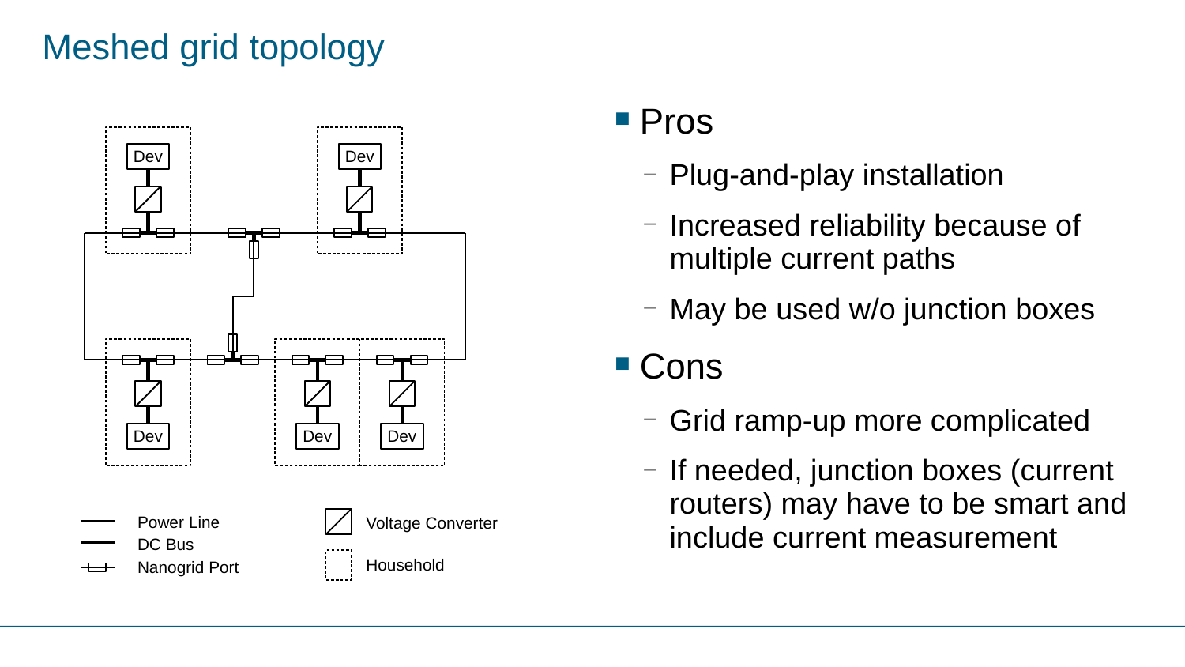# Meshed grid topology

- Pros
  - Plug-and-play installation
  - Increased reliability because of multiple current paths
  - May be used w/o junction boxes
- Cons
  - Grid ramp-up more complicated
  - If needed, junction boxes (current routers) may have to be smart and include current measurement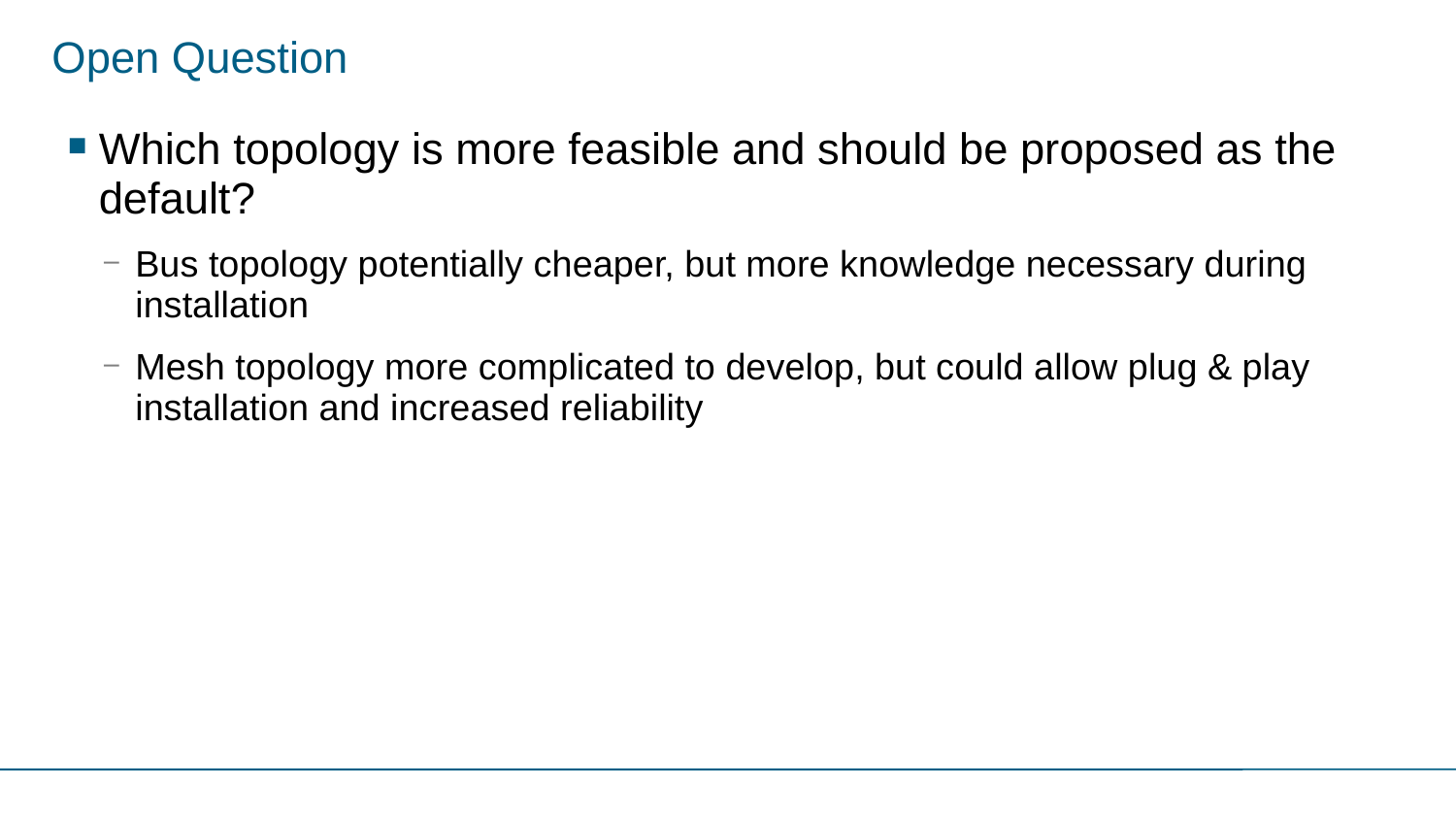# Open Question

- Which topology is more feasible and should be proposed as the default?
  - Bus topology potentially cheaper, but more knowledge necessary during installation
  - Mesh topology more complicated to develop, but could allow plug & play installation and increased reliability